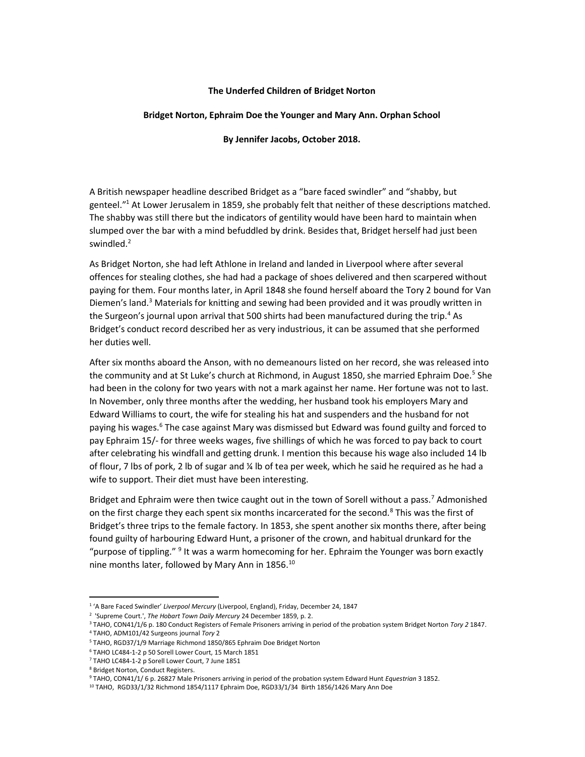**The Underfed Children of Bridget Norton**

**Bridget Norton, Ephraim Doe the Younger and Mary Ann. Orphan School**

**By Jennifer Jacobs, October 2018.**

A British newspaper headline described Bridget as a "bare faced swindler" and "shabby, but genteel."[1] At Lower Jerusalem in 1859, she probably felt that neither of these descriptions matched. The shabby was still there but the indicators of gentility would have been hard to maintain when slumped over the bar with a mind befuddled by drink. Besides that, Bridget herself had just been swindled.[2]

As Bridget Norton, she had left Athlone in Ireland and landed in Liverpool where after several offences for stealing clothes, she had had a package of shoes delivered and then scarpered without paying for them. Four months later, in April 1848 she found herself aboard the Tory 2 bound for Van Diemen's land.[3] Materials for knitting and sewing had been provided and it was proudly written in the Surgeon's journal upon arrival that 500 shirts had been manufactured during the trip.[4] As Bridget's conduct record described her as very industrious, it can be assumed that she performed her duties well.

After six months aboard the Anson, with no demeanours listed on her record, she was released into the community and at St Luke's church at Richmond, in August 1850, she married Ephraim Doe.[5] She had been in the colony for two years with not a mark against her name. Her fortune was not to last. In November, only three months after the wedding, her husband took his employers Mary and Edward Williams to court, the wife for stealing his hat and suspenders and the husband for not paying his wages.[6] The case against Mary was dismissed but Edward was found guilty and forced to pay Ephraim 15/- for three weeks wages, five shillings of which he was forced to pay back to court after celebrating his windfall and getting drunk. I mention this because his wage also included 14 lb of flour, 7 lbs of pork, 2 lb of sugar and ¼ lb of tea per week, which he said he required as he had a wife to support. Their diet must have been interesting.

Bridget and Ephraim were then twice caught out in the town of Sorell without a pass.[7] Admonished on the first charge they each spent six months incarcerated for the second.[8] This was the first of Bridget's three trips to the female factory. In 1853, she spent another six months there, after being found guilty of harbouring Edward Hunt, a prisoner of the crown, and habitual drunkard for the "purpose of tippling." [9] It was a warm homecoming for her. Ephraim the Younger was born exactly nine months later, followed by Mary Ann in 1856.[10]

---

[1] 'A Bare Faced Swindler' *Liverpool Mercury* (Liverpool, England), Friday, December 24, 1847

[2] 'Supreme Court.', *The Hobart Town Daily Mercury* 24 December 1859, p. 2.

[3] TAHO, CON41/1/6 p. 180 Conduct Registers of Female Prisoners arriving in period of the probation system Bridget Norton *Tory 2* 1847.

[4] TAHO, ADM101/42 Surgeons journal *Tory* 2

[5] TAHO, RGD37/1/9 Marriage Richmond 1850/865 Ephraim Doe Bridget Norton

[6] TAHO LC484-1-2 p 50 Sorell Lower Court, 15 March 1851

[7] TAHO LC484-1-2 p Sorell Lower Court, 7 June 1851

[8] Bridget Norton, Conduct Registers.

[9] TAHO, CON41/1/ 6 p. 26827 Male Prisoners arriving in period of the probation system Edward Hunt *Equestrian* 3 1852.

[10] TAHO, RGD33/1/32 Richmond 1854/1117 Ephraim Doe, RGD33/1/34 Birth 1856/1426 Mary Ann Doe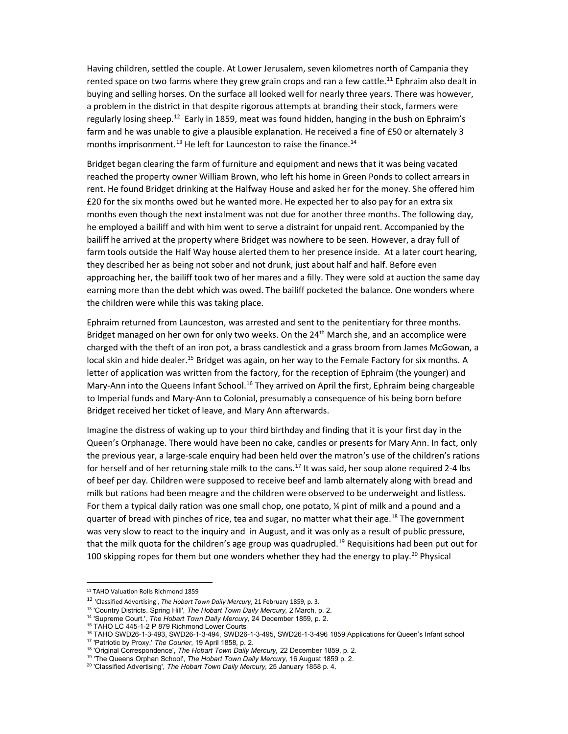Having children, settled the couple. At Lower Jerusalem, seven kilometres north of Campania they rented space on two farms where they grew grain crops and ran a few cattle.[11] Ephraim also dealt in buying and selling horses. On the surface all looked well for nearly three years. There was however, a problem in the district in that despite rigorous attempts at branding their stock, farmers were regularly losing sheep.[12] Early in 1859, meat was found hidden, hanging in the bush on Ephraim's farm and he was unable to give a plausible explanation. He received a fine of £50 or alternately 3 months imprisonment.[13] He left for Launceston to raise the finance.[14]

Bridget began clearing the farm of furniture and equipment and news that it was being vacated reached the property owner William Brown, who left his home in Green Ponds to collect arrears in rent. He found Bridget drinking at the Halfway House and asked her for the money. She offered him £20 for the six months owed but he wanted more. He expected her to also pay for an extra six months even though the next instalment was not due for another three months. The following day, he employed a bailiff and with him went to serve a distraint for unpaid rent. Accompanied by the bailiff he arrived at the property where Bridget was nowhere to be seen. However, a dray full of farm tools outside the Half Way house alerted them to her presence inside. At a later court hearing, they described her as being not sober and not drunk, just about half and half. Before even approaching her, the bailiff took two of her mares and a filly. They were sold at auction the same day earning more than the debt which was owed. The bailiff pocketed the balance. One wonders where the children were while this was taking place.

Ephraim returned from Launceston, was arrested and sent to the penitentiary for three months. Bridget managed on her own for only two weeks. On the 24th March she, and an accomplice were charged with the theft of an iron pot, a brass candlestick and a grass broom from James McGowan, a local skin and hide dealer.[15] Bridget was again, on her way to the Female Factory for six months. A letter of application was written from the factory, for the reception of Ephraim (the younger) and Mary-Ann into the Queens Infant School.[16] They arrived on April the first, Ephraim being chargeable to Imperial funds and Mary-Ann to Colonial, presumably a consequence of his being born before Bridget received her ticket of leave, and Mary Ann afterwards.

Imagine the distress of waking up to your third birthday and finding that it is your first day in the Queen's Orphanage. There would have been no cake, candles or presents for Mary Ann. In fact, only the previous year, a large-scale enquiry had been held over the matron's use of the children's rations for herself and of her returning stale milk to the cans.[17] It was said, her soup alone required 2-4 lbs of beef per day. Children were supposed to receive beef and lamb alternately along with bread and milk but rations had been meagre and the children were observed to be underweight and listless. For them a typical daily ration was one small chop, one potato, ¼ pint of milk and a pound and a quarter of bread with pinches of rice, tea and sugar, no matter what their age.[18] The government was very slow to react to the inquiry and in August, and it was only as a result of public pressure, that the milk quota for the children's age group was quadrupled.[19] Requisitions had been put out for 100 skipping ropes for them but one wonders whether they had the energy to play.[20] Physical

---

[11] TAHO Valuation Rolls Richmond 1859

[12] 'Classified Advertising', *The Hobart Town Daily Mercury*, 21 February 1859, p. 3.

[13] 'Country Districts. Spring Hill', *The Hobart Town Daily Mercury*, 2 March, p. 2.

[14] 'Supreme Court.', *The Hobart Town Daily Mercury*, 24 December 1859, p. 2.

[15] TAHO LC 445-1-2 P 879 Richmond Lower Courts

[16] TAHO SWD26-1-3-493, SWD26-1-3-494, SWD26-1-3-495, SWD26-1-3-496 1859 Applications for Queen's Infant school

[17] 'Patriotic by Proxy,' *The Courier*, 19 April 1858, p. 2.

[18] 'Original Correspondence', *The Hobart Town Daily Mercury*, 22 December 1859, p. 2.

[19] 'The Queens Orphan School', *The Hobart Town Daily Mercury*, 16 August 1859 p. 2.

[20] 'Classified Advertising', *The Hobart Town Daily Mercury*, 25 January 1858 p. 4.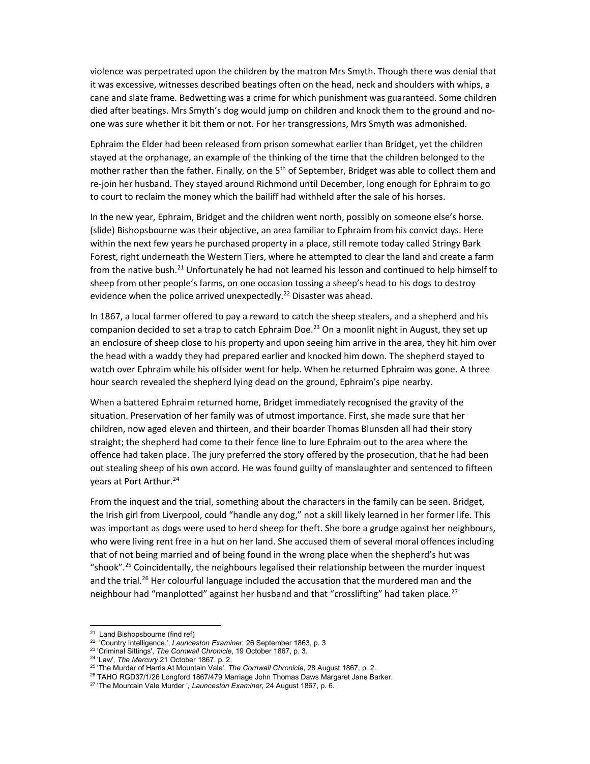violence was perpetrated upon the children by the matron Mrs Smyth. Though there was denial that it was excessive, witnesses described beatings often on the head, neck and shoulders with whips, a cane and slate frame. Bedwetting was a crime for which punishment was guaranteed. Some children died after beatings. Mrs Smyth's dog would jump on children and knock them to the ground and no-one was sure whether it bit them or not. For her transgressions, Mrs Smyth was admonished.

Ephraim the Elder had been released from prison somewhat earlier than Bridget, yet the children stayed at the orphanage, an example of the thinking of the time that the children belonged to the mother rather than the father. Finally, on the 5th of September, Bridget was able to collect them and re-join her husband. They stayed around Richmond until December, long enough for Ephraim to go to court to reclaim the money which the bailiff had withheld after the sale of his horses.

In the new year, Ephraim, Bridget and the children went north, possibly on someone else's horse. (slide) Bishopsbourne was their objective, an area familiar to Ephraim from his convict days. Here within the next few years he purchased property in a place, still remote today called Stringy Bark Forest, right underneath the Western Tiers, where he attempted to clear the land and create a farm from the native bush.[21] Unfortunately he had not learned his lesson and continued to help himself to sheep from other people's farms, on one occasion tossing a sheep's head to his dogs to destroy evidence when the police arrived unexpectedly.[22] Disaster was ahead.

In 1867, a local farmer offered to pay a reward to catch the sheep stealers, and a shepherd and his companion decided to set a trap to catch Ephraim Doe.[23] On a moonlit night in August, they set up an enclosure of sheep close to his property and upon seeing him arrive in the area, they hit him over the head with a waddy they had prepared earlier and knocked him down. The shepherd stayed to watch over Ephraim while his offsider went for help. When he returned Ephraim was gone. A three hour search revealed the shepherd lying dead on the ground, Ephraim's pipe nearby.

When a battered Ephraim returned home, Bridget immediately recognised the gravity of the situation. Preservation of her family was of utmost importance. First, she made sure that her children, now aged eleven and thirteen, and their boarder Thomas Blunsden all had their story straight; the shepherd had come to their fence line to lure Ephraim out to the area where the offence had taken place. The jury preferred the story offered by the prosecution, that he had been out stealing sheep of his own accord. He was found guilty of manslaughter and sentenced to fifteen years at Port Arthur.[24]

From the inquest and the trial, something about the characters in the family can be seen. Bridget, the Irish girl from Liverpool, could "handle any dog," not a skill likely learned in her former life. This was important as dogs were used to herd sheep for theft. She bore a grudge against her neighbours, who were living rent free in a hut on her land. She accused them of several moral offences including that of not being married and of being found in the wrong place when the shepherd's hut was "shook".[25] Coincidentally, the neighbours legalised their relationship between the murder inquest and the trial.[26] Her colourful language included the accusation that the murdered man and the neighbour had "manplotted" against her husband and that "crosslifting" had taken place.[27]

---

[21] Land Bishopsbourne (find ref)

[22] 'Country Intelligence.', *Launceston Examiner,* 26 September 1863, p. 3

[23] 'Criminal Sittings', *The Cornwall Chronicle*, 19 October 1867, p. 3.

[24] 'Law', *The Mercury* 21 October 1867, p. 2.

[25] 'The Murder of Harris At Mountain Vale', *The Cornwall Chronicle*, 28 August 1867, p. 2.

[26] TAHO RGD37/1/26 Longford 1867/479 Marriage John Thomas Daws Margaret Jane Barker.

[27] 'The Mountain Vale Murder ', *Launceston Examiner,* 24 August 1867, p. 6.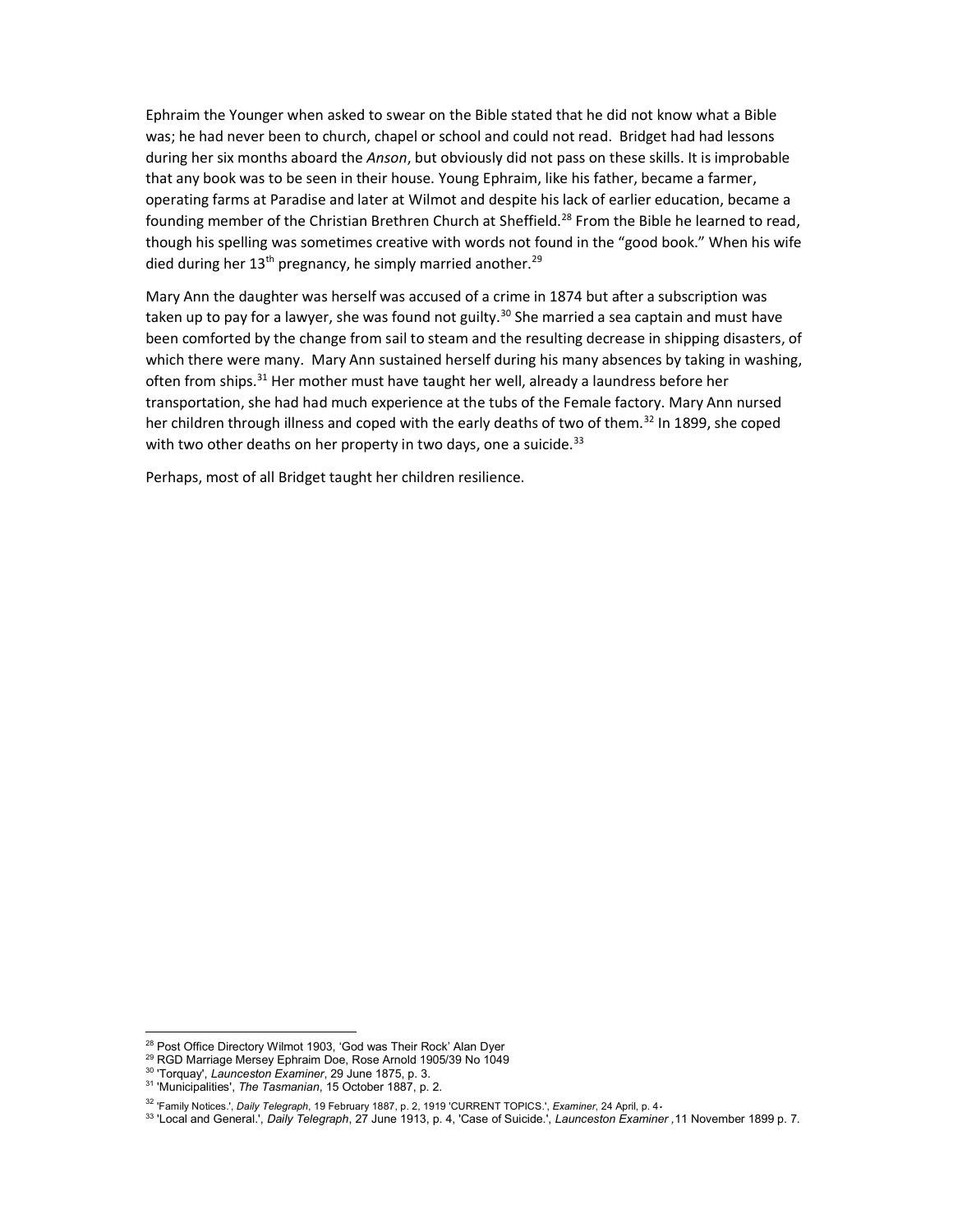Ephraim the Younger when asked to swear on the Bible stated that he did not know what a Bible was; he had never been to church, chapel or school and could not read. Bridget had had lessons during her six months aboard the *Anson*, but obviously did not pass on these skills. It is improbable that any book was to be seen in their house. Young Ephraim, like his father, became a farmer, operating farms at Paradise and later at Wilmot and despite his lack of earlier education, became a founding member of the Christian Brethren Church at Sheffield.[28] From the Bible he learned to read, though his spelling was sometimes creative with words not found in the "good book." When his wife died during her 13th pregnancy, he simply married another.[29]

Mary Ann the daughter was herself was accused of a crime in 1874 but after a subscription was taken up to pay for a lawyer, she was found not guilty.[30] She married a sea captain and must have been comforted by the change from sail to steam and the resulting decrease in shipping disasters, of which there were many. Mary Ann sustained herself during his many absences by taking in washing, often from ships.[31] Her mother must have taught her well, already a laundress before her transportation, she had had much experience at the tubs of the Female factory. Mary Ann nursed her children through illness and coped with the early deaths of two of them.[32] In 1899, she coped with two other deaths on her property in two days, one a suicide.[33]

Perhaps, most of all Bridget taught her children resilience.

---

[28] Post Office Directory Wilmot 1903, 'God was Their Rock' Alan Dyer

[29] RGD Marriage Mersey Ephraim Doe, Rose Arnold 1905/39 No 1049

[30] 'Torquay', *Launceston Examiner*, 29 June 1875, p. 3.

[31] 'Municipalities', *The Tasmanian*, 15 October 1887, p. 2.

[32] 'Family Notices.', *Daily Telegraph*, 19 February 1887, p. 2, 1919 'CURRENT TOPICS.', *Examiner*, 24 April, p. 4.

[33] 'Local and General.', *Daily Telegraph*, 27 June 1913, p. 4, 'Case of Suicide.', *Launceston Examiner* ,11 November 1899 p. 7.